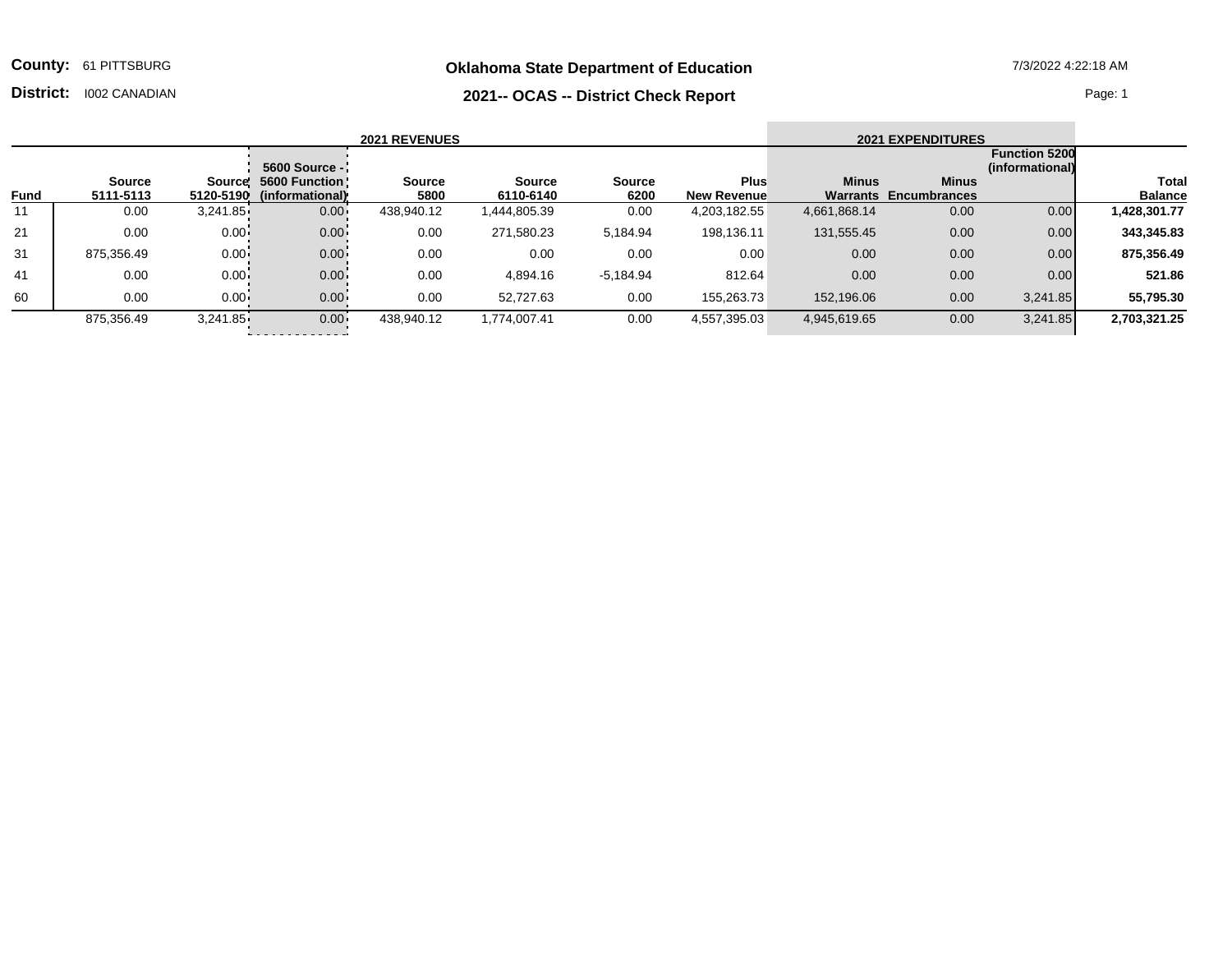**County:** 61 PITTSBURG

**District:** I002 CANADIAN

## Oklahoma State Department of Education

## 2021-- OCAS -- District Check Report

7/3/2022 4:22:18 AM

| | 2021 REVENUES | | | | | | | 2021 EXPENDITURES | | | |
|---|---|---|---|---|---|---|---|---|---|---|---|
| Fund | Source 5111-5113 | Source 5120-5190 | 5600 Source - 5600 Function (informational) | Source 5800 | Source 6110-6140 | Source 6200 | Plus New Revenue | Minus Warrants | Minus Encumbrances | Function 5200 (informational) | Total Balance |
| 11 | 0.00 | 3,241.85 | 0.00 | 438,940.12 | 1,444,805.39 | 0.00 | 4,203,182.55 | 4,661,868.14 | 0.00 | 0.00 | **1,428,301.77** |
| 21 | 0.00 | 0.00 | 0.00 | 0.00 | 271,580.23 | 5,184.94 | 198,136.11 | 131,555.45 | 0.00 | 0.00 | **343,345.83** |
| 31 | 875,356.49 | 0.00 | 0.00 | 0.00 | 0.00 | 0.00 | 0.00 | 0.00 | 0.00 | 0.00 | **875,356.49** |
| 41 | 0.00 | 0.00 | 0.00 | 0.00 | 4,894.16 | -5,184.94 | 812.64 | 0.00 | 0.00 | 0.00 | **521.86** |
| 60 | 0.00 | 0.00 | 0.00 | 0.00 | 52,727.63 | 0.00 | 155,263.73 | 152,196.06 | 0.00 | 3,241.85 | **55,795.30** |
| | 875,356.49 | 3,241.85 | 0.00 | 438,940.12 | 1,774,007.41 | 0.00 | 4,557,395.03 | 4,945,619.65 | 0.00 | 3,241.85 | **2,703,321.25** |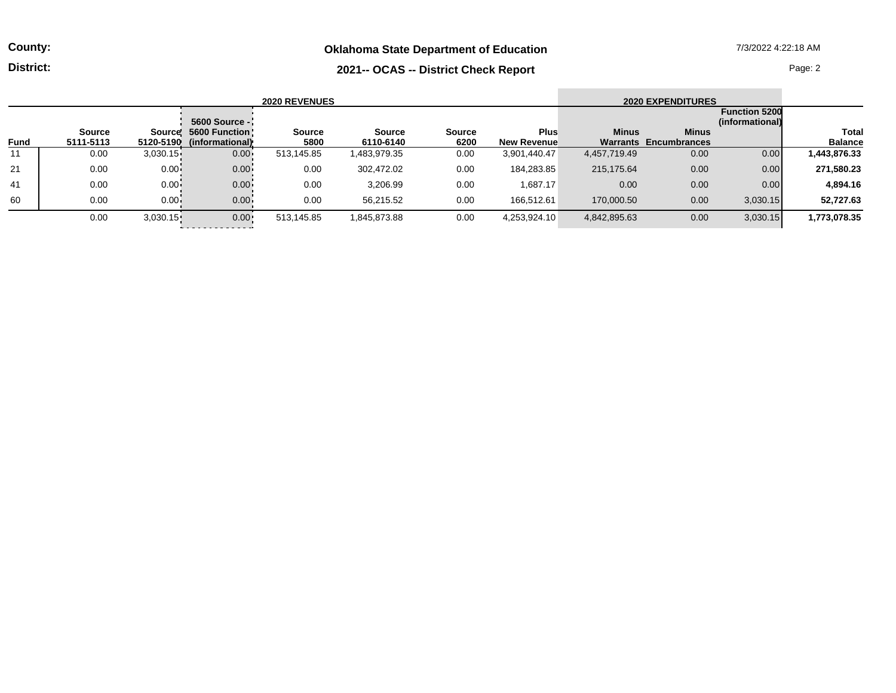County:

District:

**Oklahoma State Department of Education**

**2021-- OCAS -- District Check Report**

7/3/2022 4:22:18 AM

| | 2020 REVENUES | | | | | | | 2020 EXPENDITURES | | | |
|---|---|---|---|---|---|---|---|---|---|---|---|
| Fund | Source 5111-5113 | Source 5120-5190 | 5600 Source - 5600 Function (informational) | Source 5800 | Source 6110-6140 | Source 6200 | Plus New Revenue | Minus Warrants | Minus Encumbrances | Function 5200 (informational) | Total Balance |
| 11 | 0.00 | 3,030.15 | 0.00 | 513,145.85 | 1,483,979.35 | 0.00 | 3,901,440.47 | 4,457,719.49 | 0.00 | 0.00 | **1,443,876.33** |
| 21 | 0.00 | 0.00 | 0.00 | 0.00 | 302,472.02 | 0.00 | 184,283.85 | 215,175.64 | 0.00 | 0.00 | **271,580.23** |
| 41 | 0.00 | 0.00 | 0.00 | 0.00 | 3,206.99 | 0.00 | 1,687.17 | 0.00 | 0.00 | 0.00 | **4,894.16** |
| 60 | 0.00 | 0.00 | 0.00 | 0.00 | 56,215.52 | 0.00 | 166,512.61 | 170,000.50 | 0.00 | 3,030.15 | **52,727.63** |
| | 0.00 | 3,030.15 | 0.00 | 513,145.85 | 1,845,873.88 | 0.00 | 4,253,924.10 | 4,842,895.63 | 0.00 | 3,030.15 | **1,773,078.35** |